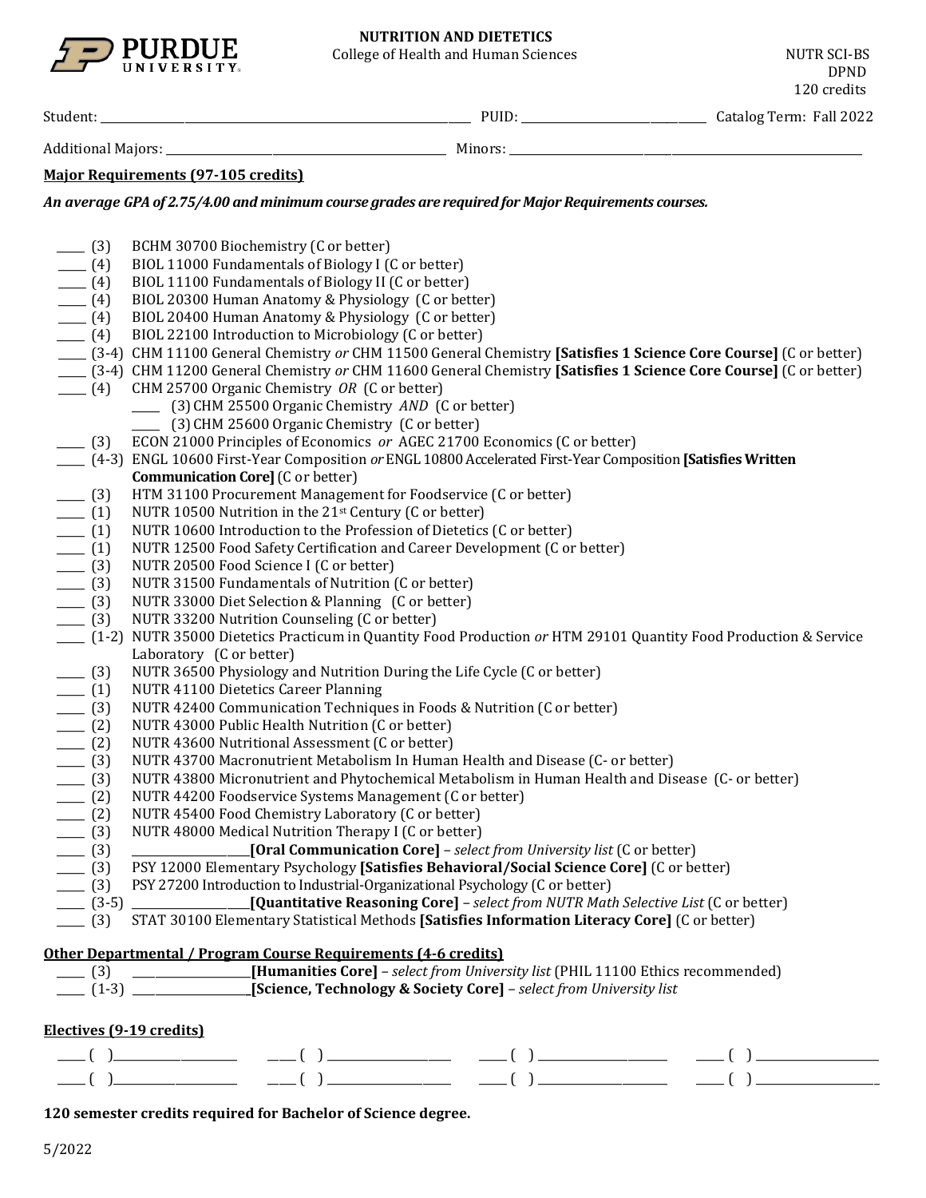# NUTRITION AND DIETETICS

College of Health and Human Sciences

NUTR SCI-BS
DPND
120 credits

Student: ______________________ PUID: ______________ Catalog Term: Fall 2022

Additional Majors: ______________________ Minors: ______________________

## Major Requirements (97-105 credits)

***An average GPA of 2.75/4.00 and minimum course grades are required for Major Requirements courses.***

- ____ (3) BCHM 30700 Biochemistry (C or better)
- ____ (4) BIOL 11000 Fundamentals of Biology I (C or better)
- ____ (4) BIOL 11100 Fundamentals of Biology II (C or better)
- ____ (4) BIOL 20300 Human Anatomy & Physiology (C or better)
- ____ (4) BIOL 20400 Human Anatomy & Physiology (C or better)
- ____ (4) BIOL 22100 Introduction to Microbiology (C or better)
- ____ (3-4) CHM 11100 General Chemistry *or* CHM 11500 General Chemistry **[Satisfies 1 Science Core Course]** (C or better)
- ____ (3-4) CHM 11200 General Chemistry *or* CHM 11600 General Chemistry **[Satisfies 1 Science Core Course]** (C or better)
- ____ (4) CHM 25700 Organic Chemistry *OR* (C or better)
  - ____ (3) CHM 25500 Organic Chemistry *AND* (C or better)
  - ____ (3) CHM 25600 Organic Chemistry (C or better)
- ____ (3) ECON 21000 Principles of Economics *or* AGEC 21700 Economics (C or better)
- ____ (4-3) ENGL 10600 First-Year Composition *or* ENGL 10800 Accelerated First-Year Composition **[Satisfies Written Communication Core]** (C or better)
- ____ (3) HTM 31100 Procurement Management for Foodservice (C or better)
- ____ (1) NUTR 10500 Nutrition in the 21st Century (C or better)
- ____ (1) NUTR 10600 Introduction to the Profession of Dietetics (C or better)
- ____ (1) NUTR 12500 Food Safety Certification and Career Development (C or better)
- ____ (3) NUTR 20500 Food Science I (C or better)
- ____ (3) NUTR 31500 Fundamentals of Nutrition (C or better)
- ____ (3) NUTR 33000 Diet Selection & Planning (C or better)
- ____ (3) NUTR 33200 Nutrition Counseling (C or better)
- ____ (1-2) NUTR 35000 Dietetics Practicum in Quantity Food Production *or* HTM 29101 Quantity Food Production & Service Laboratory (C or better)
- ____ (3) NUTR 36500 Physiology and Nutrition During the Life Cycle (C or better)
- ____ (1) NUTR 41100 Dietetics Career Planning
- ____ (3) NUTR 42400 Communication Techniques in Foods & Nutrition (C or better)
- ____ (2) NUTR 43000 Public Health Nutrition (C or better)
- ____ (2) NUTR 43600 Nutritional Assessment (C or better)
- ____ (3) NUTR 43700 Macronutrient Metabolism In Human Health and Disease (C- or better)
- ____ (3) NUTR 43800 Micronutrient and Phytochemical Metabolism in Human Health and Disease (C- or better)
- ____ (2) NUTR 44200 Foodservice Systems Management (C or better)
- ____ (2) NUTR 45400 Food Chemistry Laboratory (C or better)
- ____ (3) NUTR 48000 Medical Nutrition Therapy I (C or better)
- ____ (3) ______________ **[Oral Communication Core]** – *select from University list* (C or better)
- ____ (3) PSY 12000 Elementary Psychology **[Satisfies Behavioral/Social Science Core]** (C or better)
- ____ (3) PSY 27200 Introduction to Industrial-Organizational Psychology (C or better)
- ____ (3-5) ______________ **[Quantitative Reasoning Core]** – *select from NUTR Math Selective List* (C or better)
- ____ (3) STAT 30100 Elementary Statistical Methods **[Satisfies Information Literacy Core]** (C or better)

## Other Departmental / Program Course Requirements (4-6 credits)

- ____ (3) ______________ **[Humanities Core]** – *select from University list* (PHIL 11100 Ethics recommended)
- ____ (1-3) ______________ **[Science, Technology & Society Core]** – *select from University list*

## Electives (9-19 credits)

____ ( ) ______________ ____ ( ) ______________ ____ ( ) ______________ ____ ( ) ______________

____ ( ) ______________ ____ ( ) ______________ ____ ( ) ______________ ____ ( ) ______________

**120 semester credits required for Bachelor of Science degree.**

5/2022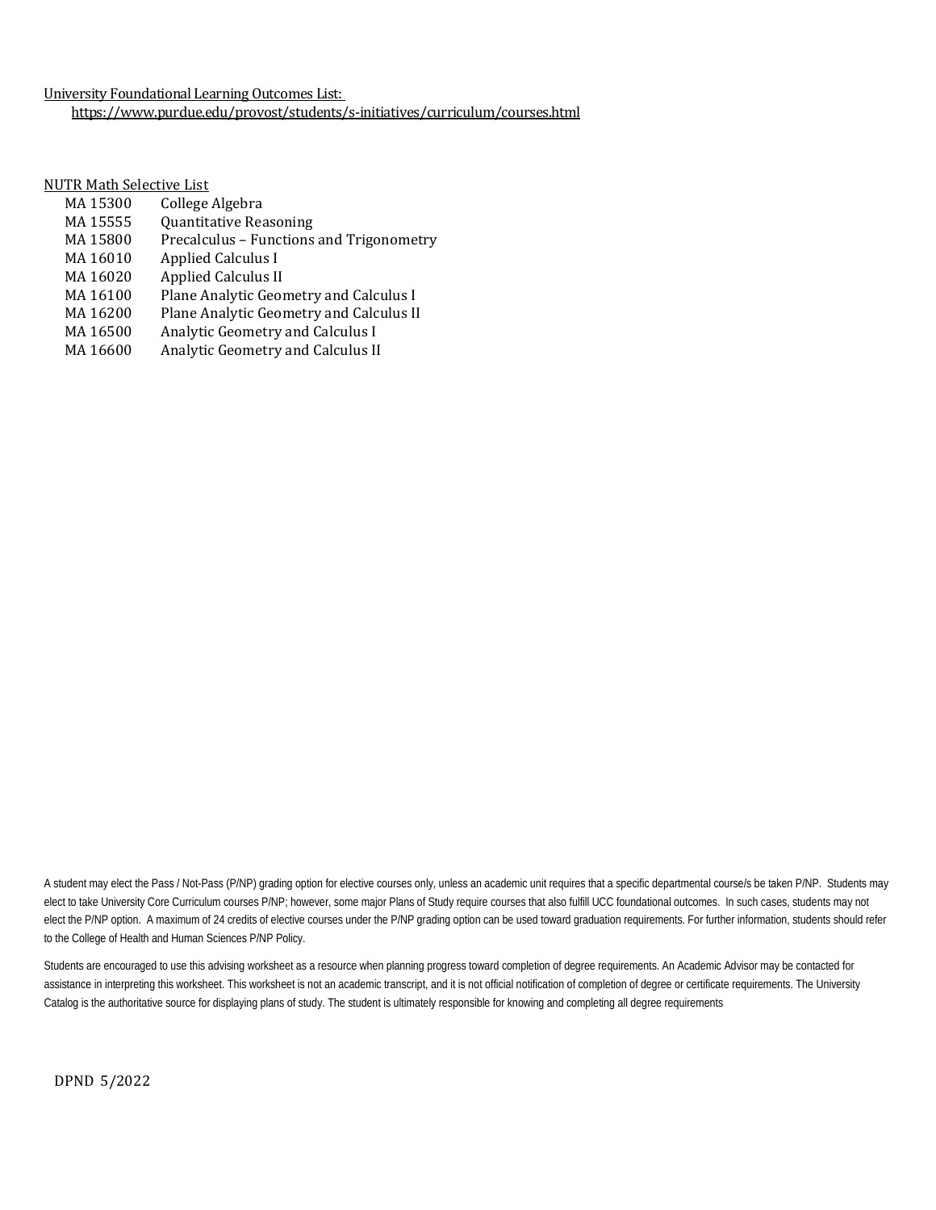University Foundational Learning Outcomes List:
https://www.purdue.edu/provost/students/s-initiatives/curriculum/courses.html

NUTR Math Selective List

| | |
|---|---|
| MA 15300 | College Algebra |
| MA 15555 | Quantitative Reasoning |
| MA 15800 | Precalculus – Functions and Trigonometry |
| MA 16010 | Applied Calculus I |
| MA 16020 | Applied Calculus II |
| MA 16100 | Plane Analytic Geometry and Calculus I |
| MA 16200 | Plane Analytic Geometry and Calculus II |
| MA 16500 | Analytic Geometry and Calculus I |
| MA 16600 | Analytic Geometry and Calculus II |

A student may elect the Pass / Not-Pass (P/NP) grading option for elective courses only, unless an academic unit requires that a specific departmental course/s be taken P/NP. Students may elect to take University Core Curriculum courses P/NP; however, some major Plans of Study require courses that also fulfill UCC foundational outcomes. In such cases, students may not elect the P/NP option. A maximum of 24 credits of elective courses under the P/NP grading option can be used toward graduation requirements. For further information, students should refer to the College of Health and Human Sciences P/NP Policy.

Students are encouraged to use this advising worksheet as a resource when planning progress toward completion of degree requirements. An Academic Advisor may be contacted for assistance in interpreting this worksheet. This worksheet is not an academic transcript, and it is not official notification of completion of degree or certificate requirements. The University Catalog is the authoritative source for displaying plans of study. The student is ultimately responsible for knowing and completing all degree requirements

DPND 5/2022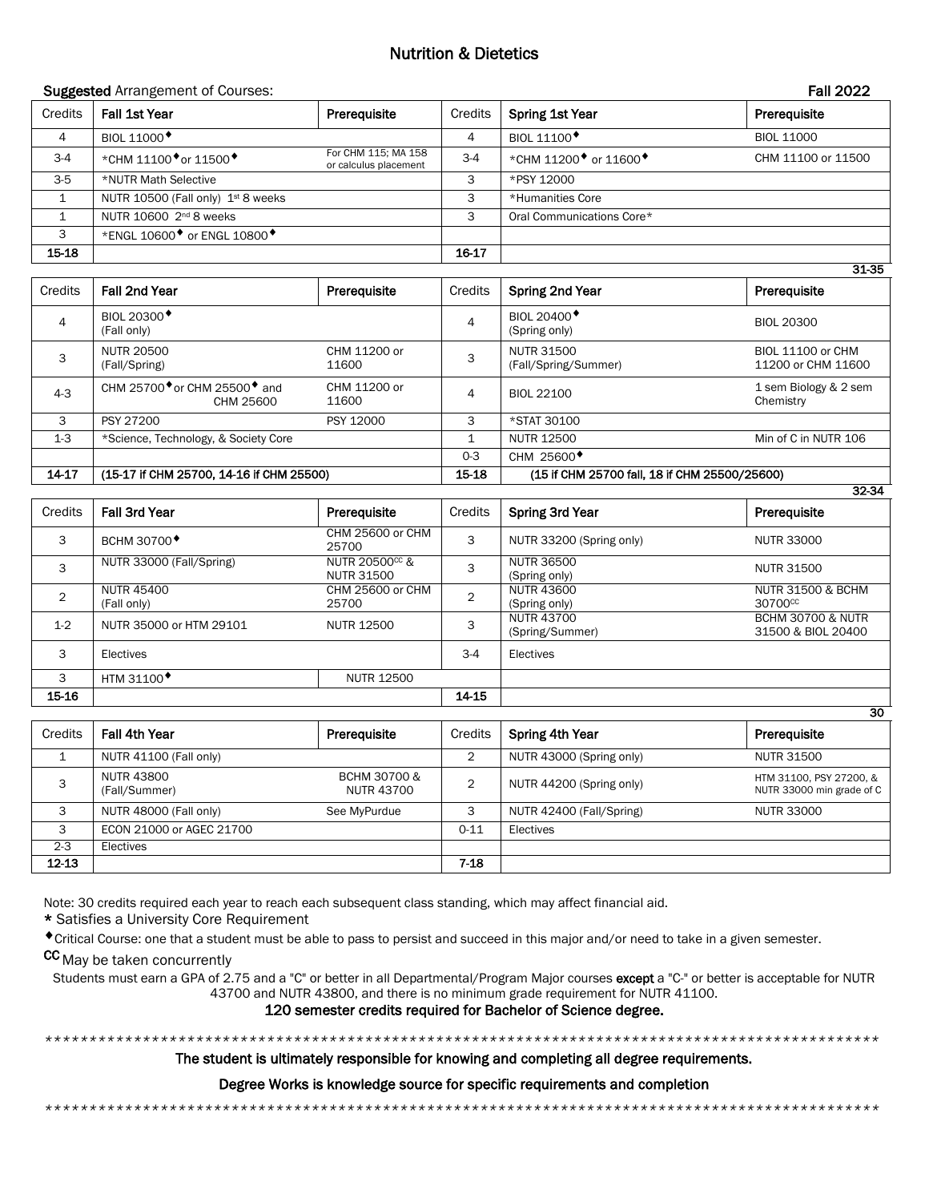# Nutrition & Dietetics

**Suggested** Arrangement of Courses: **Fall 2022**

| Credits | Fall 1st Year | Prerequisite | Credits | Spring 1st Year | Prerequisite |
|---|---|---|---|---|---|
| 4 | BIOL 11000♦ | | 4 | BIOL 11100♦ | BIOL 11000 |
| 3-4 | *CHM 11100♦ or 11500♦ | For CHM 115; MA 158 or calculus placement | 3-4 | *CHM 11200♦ or 11600♦ | CHM 11100 or 11500 |
| 3-5 | *NUTR Math Selective | | 3 | *PSY 12000 | |
| 1 | NUTR 10500 (Fall only) 1st 8 weeks | | 3 | *Humanities Core | |
| 1 | NUTR 10600 2nd 8 weeks | | 3 | Oral Communications Core* | |
| 3 | *ENGL 10600♦ or ENGL 10800♦ | | | | |
| **15-18** | | | **16-17** | | |
| | | | | | **31-35** |

| Credits | Fall 2nd Year | Prerequisite | Credits | Spring 2nd Year | Prerequisite |
|---|---|---|---|---|---|
| 4 | BIOL 20300♦ (Fall only) | | 4 | BIOL 20400♦ (Spring only) | BIOL 20300 |
| 3 | NUTR 20500 (Fall/Spring) | CHM 11200 or 11600 | 3 | NUTR 31500 (Fall/Spring/Summer) | BIOL 11100 or CHM 11200 or CHM 11600 |
| 4-3 | CHM 25700♦ or CHM 25500♦ and CHM 25600 | CHM 11200 or 11600 | 4 | BIOL 22100 | 1 sem Biology & 2 sem Chemistry |
| 3 | PSY 27200 | PSY 12000 | 3 | *STAT 30100 | |
| 1-3 | *Science, Technology, & Society Core | | 1 | NUTR 12500 | Min of C in NUTR 106 |
| | | | 0-3 | CHM 25600♦ | |
| **14-17** | **(15-17 if CHM 25700, 14-16 if CHM 25500)** | | **15-18** | **(15 if CHM 25700 fall, 18 if CHM 25500/25600)** | |
| | | | | | **32-34** |

| Credits | Fall 3rd Year | Prerequisite | Credits | Spring 3rd Year | Prerequisite |
|---|---|---|---|---|---|
| 3 | BCHM 30700♦ | CHM 25600 or CHM 25700 | 3 | NUTR 33200 (Spring only) | NUTR 33000 |
| 3 | NUTR 33000 (Fall/Spring) | NUTR 20500CC & NUTR 31500 | 3 | NUTR 36500 (Spring only) | NUTR 31500 |
| 2 | NUTR 45400 (Fall only) | CHM 25600 or CHM 25700 | 2 | NUTR 43600 (Spring only) | NUTR 31500 & BCHM 30700CC |
| 1-2 | NUTR 35000 or HTM 29101 | NUTR 12500 | 3 | NUTR 43700 (Spring/Summer) | BCHM 30700 & NUTR 31500 & BIOL 20400 |
| 3 | Electives | | 3-4 | Electives | |
| 3 | HTM 31100♦ | NUTR 12500 | | | |
| **15-16** | | | **14-15** | | |
| | | | | | **30** |

| Credits | Fall 4th Year | Prerequisite | Credits | Spring 4th Year | Prerequisite |
|---|---|---|---|---|---|
| 1 | NUTR 41100 (Fall only) | | 2 | NUTR 43000 (Spring only) | NUTR 31500 |
| 3 | NUTR 43800 (Fall/Summer) | BCHM 30700 & NUTR 43700 | 2 | NUTR 44200 (Spring only) | HTM 31100, PSY 27200, & NUTR 33000 min grade of C |
| 3 | NUTR 48000 (Fall only) | See MyPurdue | 3 | NUTR 42400 (Fall/Spring) | NUTR 33000 |
| 3 | ECON 21000 or AGEC 21700 | | 0-11 | Electives | |
| 2-3 | Electives | | | | |
| **12-13** | | | **7-18** | | |

Note: 30 credits required each year to reach each subsequent class standing, which may affect financial aid.

**\*** Satisfies a University Core Requirement

♦Critical Course: one that a student must be able to pass to persist and succeed in this major and/or need to take in a given semester.

**CC** May be taken concurrently

Students must earn a GPA of 2.75 and a "C" or better in all Departmental/Program Major courses **except** a "C-" or better is acceptable for NUTR 43700 and NUTR 43800, and there is no minimum grade requirement for NUTR 41100.

**120 semester credits required for Bachelor of Science degree.**

**********************************************************************************************

**The student is ultimately responsible for knowing and completing all degree requirements.**

**Degree Works is knowledge source for specific requirements and completion**

**********************************************************************************************